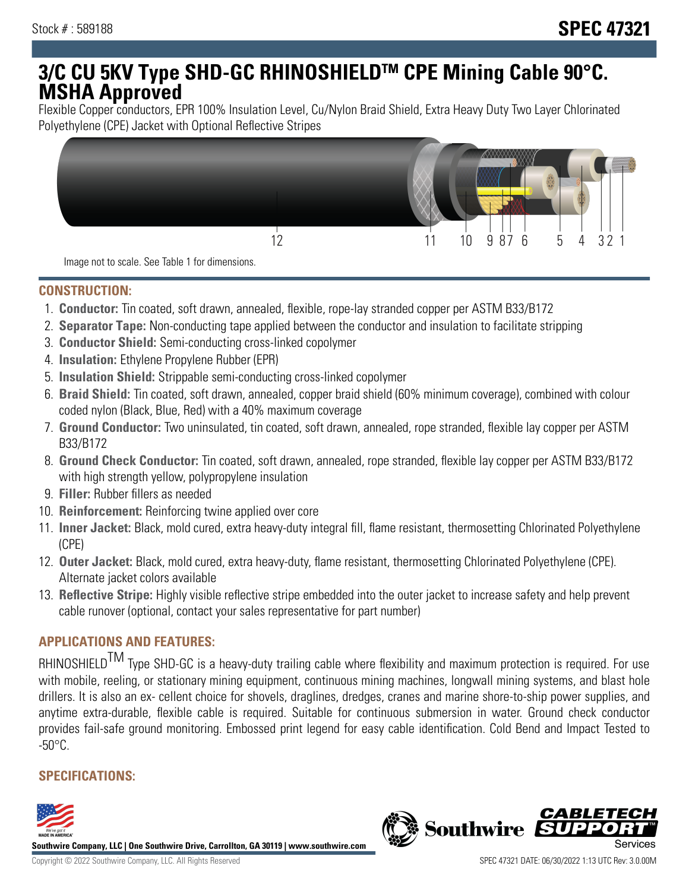Stock # : 589188

**SPEC 47321**

# 3/C CU 5KV Type SHD-GC RHINOSHIELDTM CPE Mining Cable 90°C. MSHA Approved

Flexible Copper conductors, EPR 100% Insulation Level, Cu/Nylon Braid Shield, Extra Heavy Duty Two Layer Chlorinated Polyethylene (CPE) Jacket with Optional Reflective Stripes

Image not to scale. See Table 1 for dimensions.

## CONSTRUCTION:

1. **Conductor:** Tin coated, soft drawn, annealed, flexible, rope-lay stranded copper per ASTM B33/B172
2. **Separator Tape:** Non-conducting tape applied between the conductor and insulation to facilitate stripping
3. **Conductor Shield:** Semi-conducting cross-linked copolymer
4. **Insulation:** Ethylene Propylene Rubber (EPR)
5. **Insulation Shield:** Strippable semi-conducting cross-linked copolymer
6. **Braid Shield:** Tin coated, soft drawn, annealed, copper braid shield (60% minimum coverage), combined with colour coded nylon (Black, Blue, Red) with a 40% maximum coverage
7. **Ground Conductor:** Two uninsulated, tin coated, soft drawn, annealed, rope stranded, flexible lay copper per ASTM B33/B172
8. **Ground Check Conductor:** Tin coated, soft drawn, annealed, rope stranded, flexible lay copper per ASTM B33/B172 with high strength yellow, polypropylene insulation
9. **Filler:** Rubber fillers as needed
10. **Reinforcement:** Reinforcing twine applied over core
11. **Inner Jacket:** Black, mold cured, extra heavy-duty integral fill, flame resistant, thermosetting Chlorinated Polyethylene (CPE)
12. **Outer Jacket:** Black, mold cured, extra heavy-duty, flame resistant, thermosetting Chlorinated Polyethylene (CPE). Alternate jacket colors available
13. **Reflective Stripe:** Highly visible reflective stripe embedded into the outer jacket to increase safety and help prevent cable runover (optional, contact your sales representative for part number)

## APPLICATIONS AND FEATURES:

RHINOSHIELDTM Type SHD-GC is a heavy-duty trailing cable where flexibility and maximum protection is required. For use with mobile, reeling, or stationary mining equipment, continuous mining machines, longwall mining systems, and blast hole drillers. It is also an ex- cellent choice for shovels, draglines, dredges, cranes and marine shore-to-ship power supplies, and anytime extra-durable, flexible cable is required. Suitable for continuous submersion in water. Ground check conductor provides fail-safe ground monitoring. Embossed print legend for easy cable identification. Cold Bend and Impact Tested to -50°C.

## SPECIFICATIONS: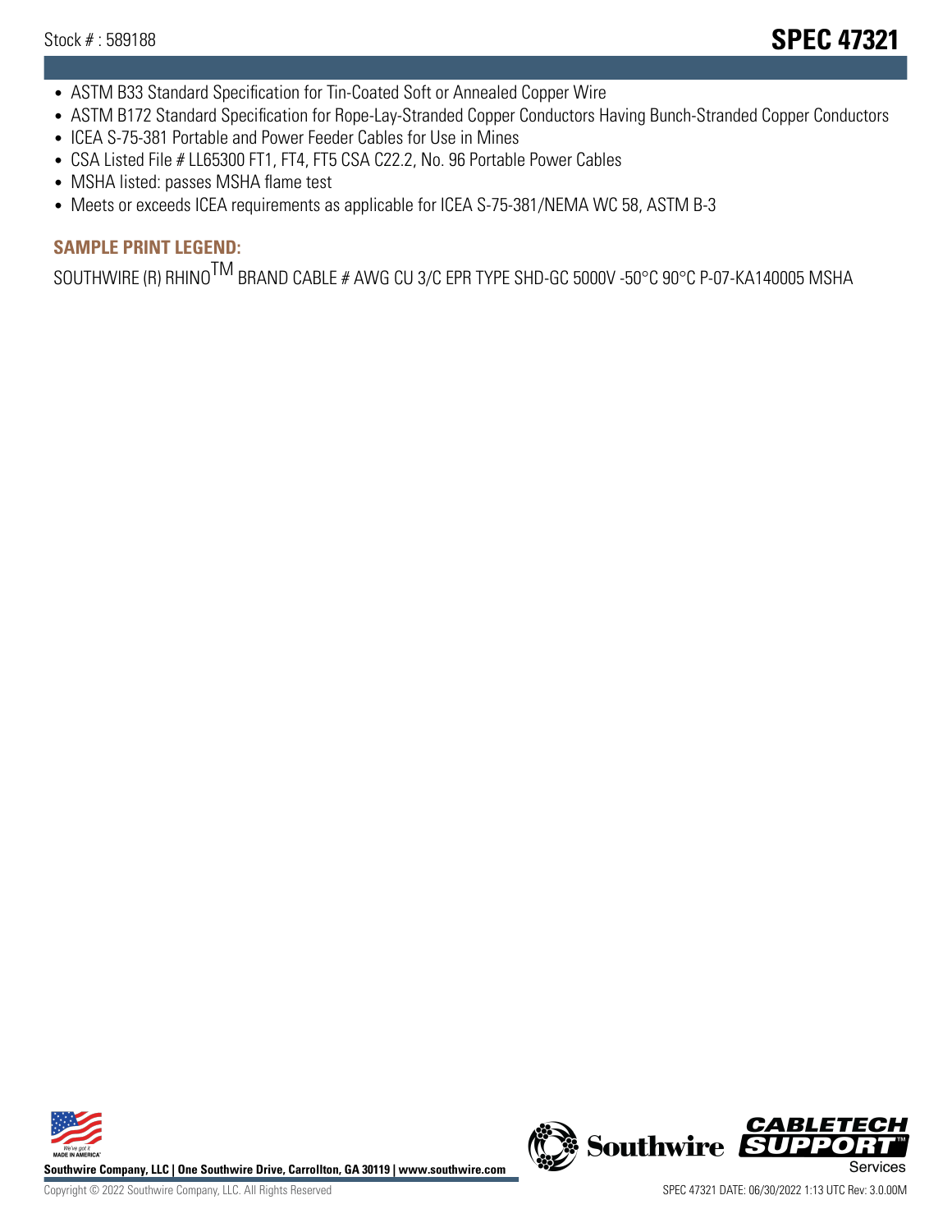- ASTM B33 Standard Specification for Tin-Coated Soft or Annealed Copper Wire
- ASTM B172 Standard Specification for Rope-Lay-Stranded Copper Conductors Having Bunch-Stranded Copper Conductors
- ICEA S-75-381 Portable and Power Feeder Cables for Use in Mines
- CSA Listed File # LL65300 FT1, FT4, FT5 CSA C22.2, No. 96 Portable Power Cables
- MSHA listed: passes MSHA flame test
- Meets or exceeds ICEA requirements as applicable for ICEA S-75-381/NEMA WC 58, ASTM B-3

## SAMPLE PRINT LEGEND:

SOUTHWIRE (R) RHINO$^{TM}$ BRAND CABLE # AWG CU 3/C EPR TYPE SHD-GC 5000V -50°C 90°C P-07-KA140005 MSHA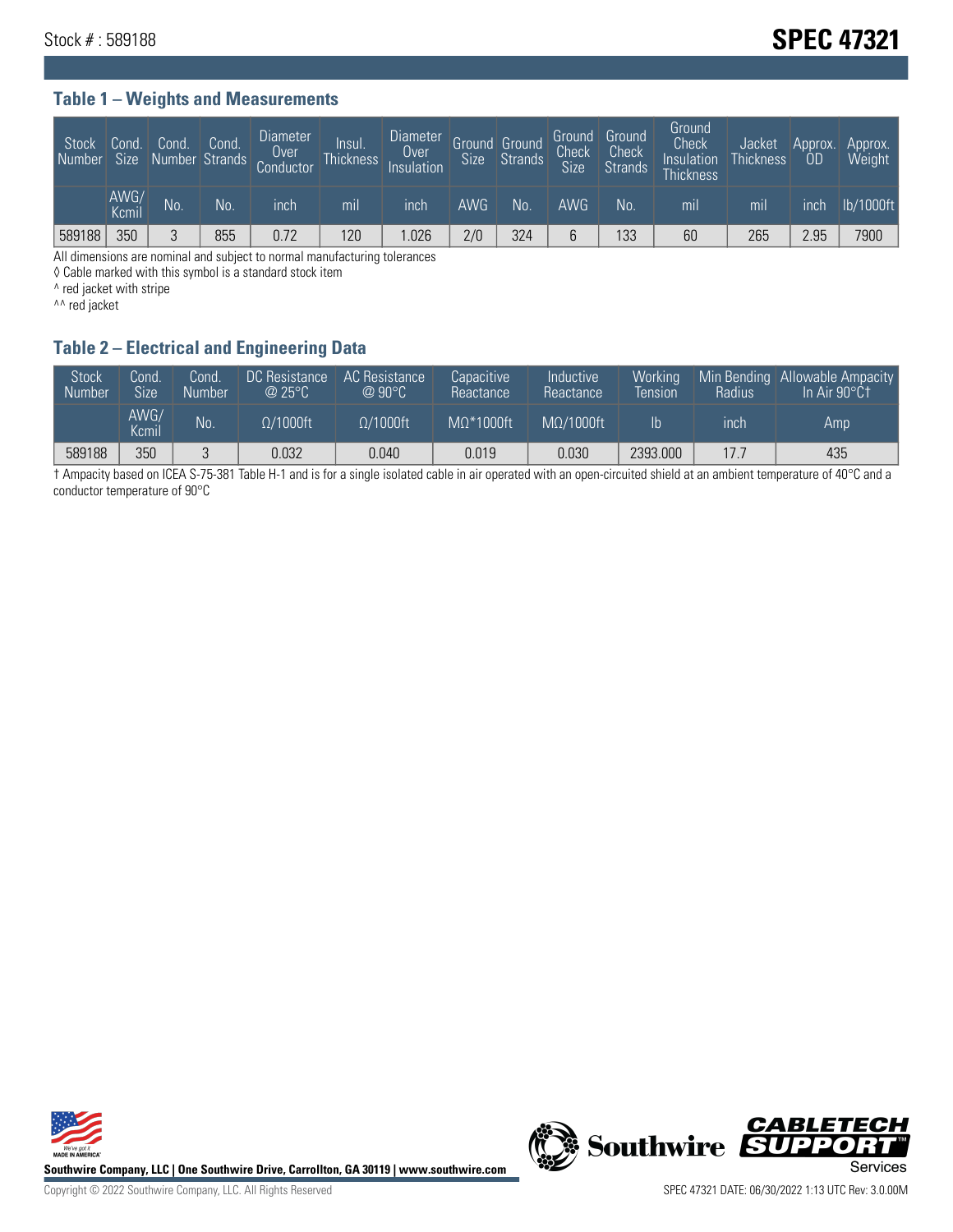Stock # : 589188

# SPEC 47321

## Table 1 – Weights and Measurements

| Stock Number | Cond. Size | Cond. Number | Cond. Strands | Diameter Over Conductor | Insul. Thickness | Diameter Over Insulation | Ground Size | Ground Strands | Ground Check Size | Ground Check Strands | Ground Check Insulation Thickness | Jacket Thickness | Approx. OD | Approx. Weight |
|---|---|---|---|---|---|---|---|---|---|---|---|---|---|---|
| | AWG/ Kcmil | No. | No. | inch | mil | inch | AWG | No. | AWG | No. | mil | mil | inch | lb/1000ft |
| 589188 | 350 | 3 | 855 | 0.72 | 120 | 1.026 | 2/0 | 324 | 6 | 133 | 60 | 265 | 2.95 | 7900 |

All dimensions are nominal and subject to normal manufacturing tolerances

◊ Cable marked with this symbol is a standard stock item

^ red jacket with stripe

^^ red jacket

## Table 2 – Electrical and Engineering Data

| Stock Number | Cond. Size | Cond. Number | DC Resistance @ 25°C | AC Resistance @ 90°C | Capacitive Reactance | Inductive Reactance | Working Tension | Min Bending Radius | Allowable Ampacity In Air 90°C† |
|---|---|---|---|---|---|---|---|---|---|
| | AWG/ Kcmil | No. | Ω/1000ft | Ω/1000ft | MΩ*1000ft | MΩ/1000ft | lb | inch | Amp |
| 589188 | 350 | 3 | 0.032 | 0.040 | 0.019 | 0.030 | 2393.000 | 17.7 | 435 |

† Ampacity based on ICEA S-75-381 Table H-1 and is for a single isolated cable in air operated with an open-circuited shield at an ambient temperature of 40°C and a conductor temperature of 90°C

Southwire Company, LLC | One Southwire Drive, Carrollton, GA 30119 | www.southwire.com

Copyright © 2022 Southwire Company, LLC. All Rights Reserved

SPEC 47321 DATE: 06/30/2022 1:13 UTC Rev: 3.0.00M